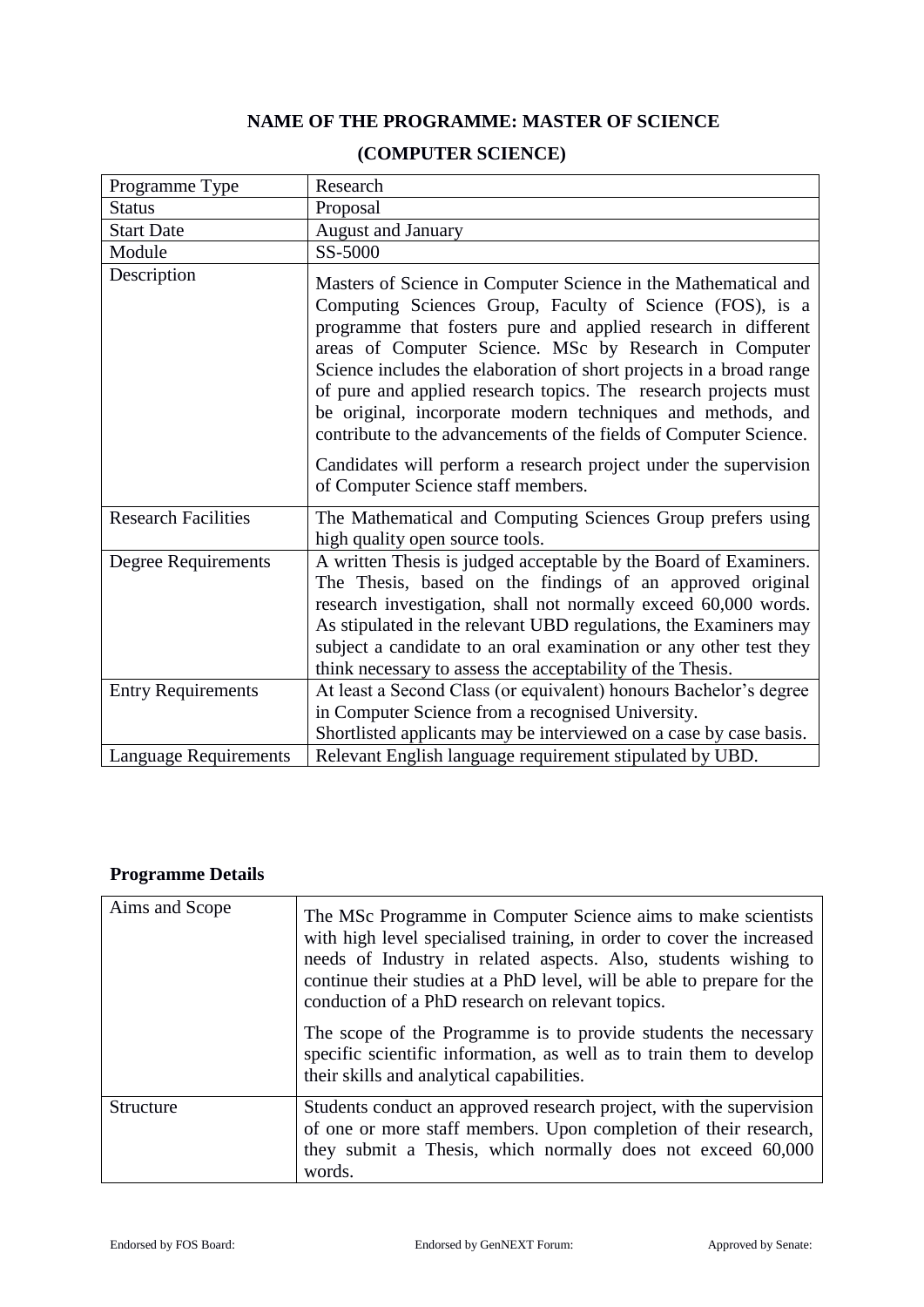# NAME OF THE PROGRAMME: MASTER OF SCIENCE (COMPUTER SCIENCE)

| | |
|---|---|
| Programme Type | Research |
| Status | Proposal |
| Start Date | August and January |
| Module | SS-5000 |
| Description | Masters of Science in Computer Science in the Mathematical and Computing Sciences Group, Faculty of Science (FOS), is a programme that fosters pure and applied research in different areas of Computer Science. MSc by Research in Computer Science includes the elaboration of short projects in a broad range of pure and applied research topics. The research projects must be original, incorporate modern techniques and methods, and contribute to the advancements of the fields of Computer Science.<br><br>Candidates will perform a research project under the supervision of Computer Science staff members. |
| Research Facilities | The Mathematical and Computing Sciences Group prefers using high quality open source tools. |
| Degree Requirements | A written Thesis is judged acceptable by the Board of Examiners. The Thesis, based on the findings of an approved original research investigation, shall not normally exceed 60,000 words. As stipulated in the relevant UBD regulations, the Examiners may subject a candidate to an oral examination or any other test they think necessary to assess the acceptability of the Thesis. |
| Entry Requirements | At least a Second Class (or equivalent) honours Bachelor's degree in Computer Science from a recognised University.<br>Shortlisted applicants may be interviewed on a case by case basis. |
| Language Requirements | Relevant English language requirement stipulated by UBD. |

## Programme Details

| | |
|---|---|
| Aims and Scope | The MSc Programme in Computer Science aims to make scientists with high level specialised training, in order to cover the increased needs of Industry in related aspects. Also, students wishing to continue their studies at a PhD level, will be able to prepare for the conduction of a PhD research on relevant topics.<br><br>The scope of the Programme is to provide students the necessary specific scientific information, as well as to train them to develop their skills and analytical capabilities. |
| Structure | Students conduct an approved research project, with the supervision of one or more staff members. Upon completion of their research, they submit a Thesis, which normally does not exceed 60,000 words. |

Endorsed by FOS Board: Endorsed by GenNEXT Forum: Approved by Senate: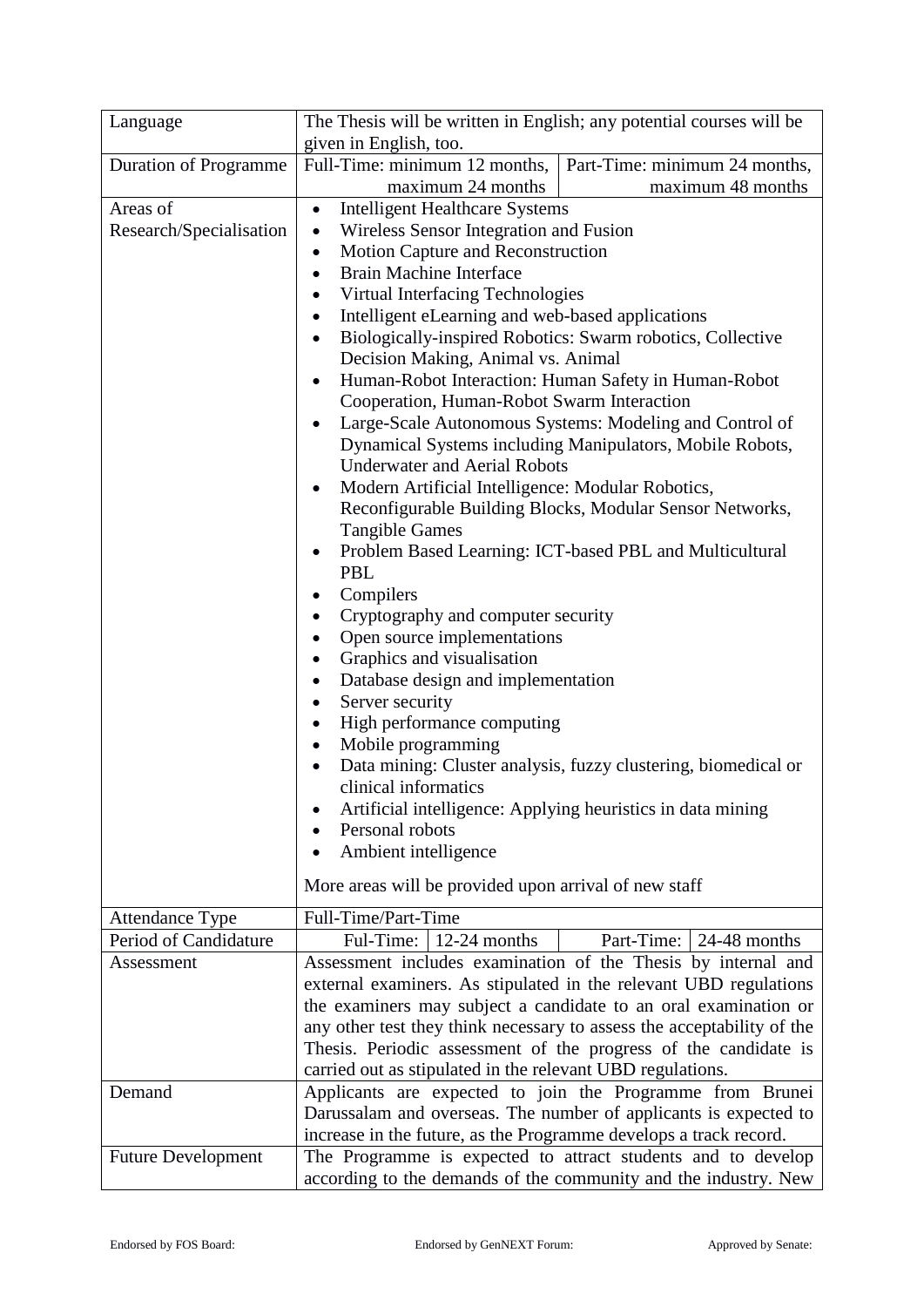| | |
|---|---|
| Language | The Thesis will be written in English; any potential courses will be given in English, too. |
| Duration of Programme | Full-Time: minimum 12 months, maximum 24 months; Part-Time: minimum 24 months, maximum 48 months |
| Areas of Research/Specialisation | • Intelligent Healthcare Systems<br>• Wireless Sensor Integration and Fusion<br>• Motion Capture and Reconstruction<br>• Brain Machine Interface<br>• Virtual Interfacing Technologies<br>• Intelligent eLearning and web-based applications<br>• Biologically-inspired Robotics: Swarm robotics, Collective Decision Making, Animal vs. Animal<br>• Human-Robot Interaction: Human Safety in Human-Robot Cooperation, Human-Robot Swarm Interaction<br>• Large-Scale Autonomous Systems: Modeling and Control of Dynamical Systems including Manipulators, Mobile Robots, Underwater and Aerial Robots<br>• Modern Artificial Intelligence: Modular Robotics, Reconfigurable Building Blocks, Modular Sensor Networks, Tangible Games<br>• Problem Based Learning: ICT-based PBL and Multicultural PBL<br>• Compilers<br>• Cryptography and computer security<br>• Open source implementations<br>• Graphics and visualisation<br>• Database design and implementation<br>• Server security<br>• High performance computing<br>• Mobile programming<br>• Data mining: Cluster analysis, fuzzy clustering, biomedical or clinical informatics<br>• Artificial intelligence: Applying heuristics in data mining<br>• Personal robots<br>• Ambient intelligence<br><br>More areas will be provided upon arrival of new staff |
| Attendance Type | Full-Time/Part-Time |
| Period of Candidature | Ful-Time: 12-24 months; Part-Time: 24-48 months |
| Assessment | Assessment includes examination of the Thesis by internal and external examiners. As stipulated in the relevant UBD regulations the examiners may subject a candidate to an oral examination or any other test they think necessary to assess the acceptability of the Thesis. Periodic assessment of the progress of the candidate is carried out as stipulated in the relevant UBD regulations. |
| Demand | Applicants are expected to join the Programme from Brunei Darussalam and overseas. The number of applicants is expected to increase in the future, as the Programme develops a track record. |
| Future Development | The Programme is expected to attract students and to develop according to the demands of the community and the industry. New |

Endorsed by FOS Board: Endorsed by GenNEXT Forum: Approved by Senate: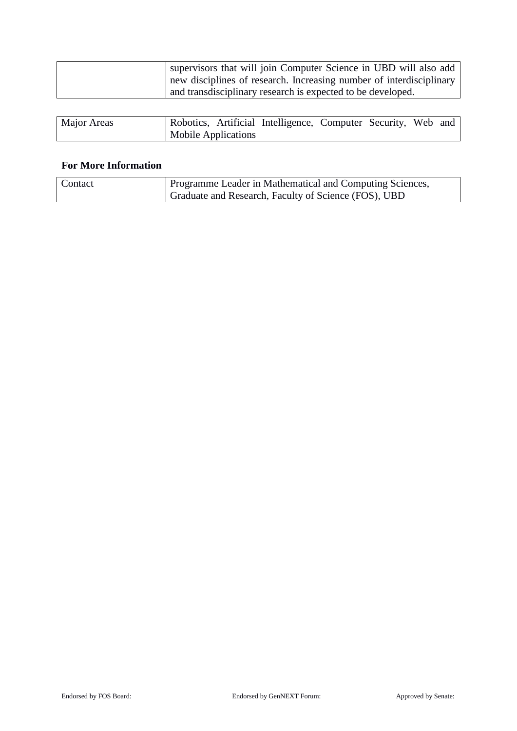| | |
|---|---|
| | supervisors that will join Computer Science in UBD will also add new disciplines of research. Increasing number of interdisciplinary and transdisciplinary research is expected to be developed. |

| | |
|---|---|
| Major Areas | Robotics, Artificial Intelligence, Computer Security, Web and Mobile Applications |

**For More Information**

| | |
|---|---|
| Contact | Programme Leader in Mathematical and Computing Sciences, Graduate and Research, Faculty of Science (FOS), UBD |

Endorsed by FOS Board: Endorsed by GenNEXT Forum: Approved by Senate: